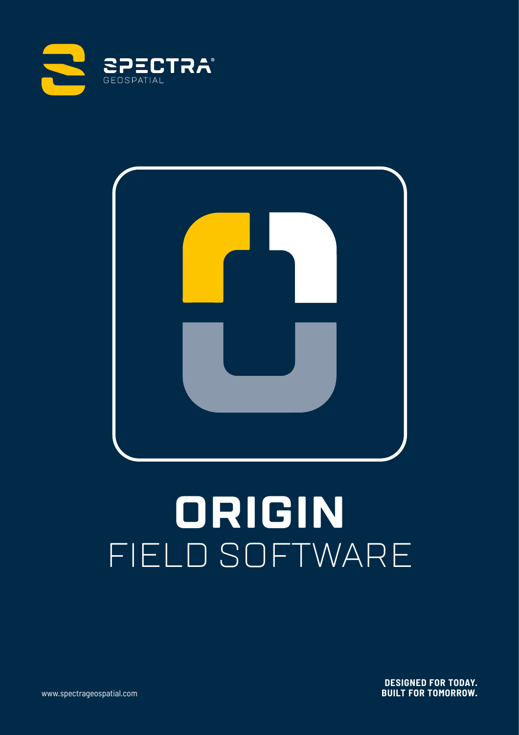SPECTRA® GEOSPATIAL

# ORIGIN
## FIELD SOFTWARE

www.spectrageospatial.com

**DESIGNED FOR TODAY.
BUILT FOR TOMORROW.**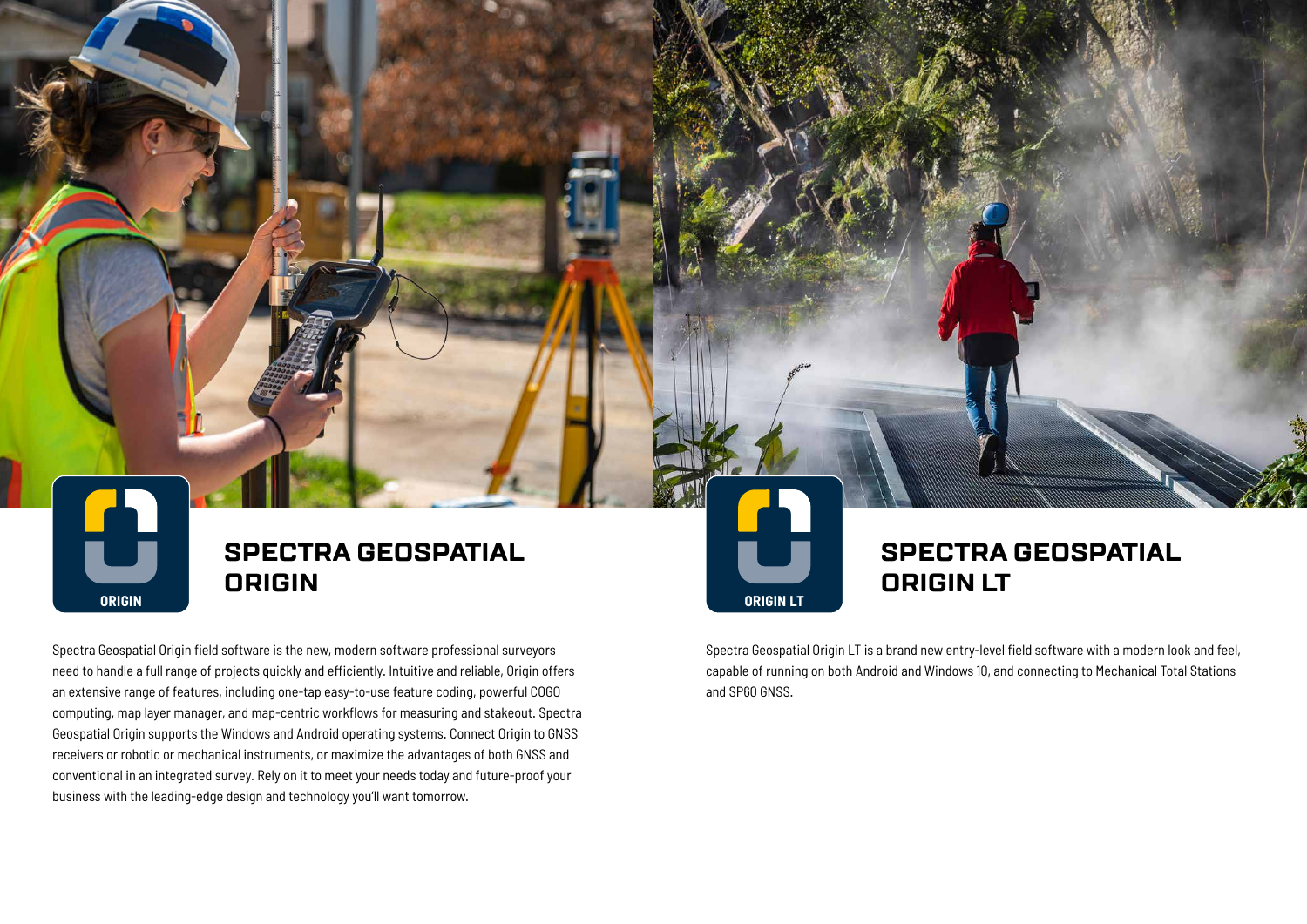## SPECTRA GEOSPATIAL ORIGIN

Spectra Geospatial Origin field software is the new, modern software professional surveyors need to handle a full range of projects quickly and efficiently. Intuitive and reliable, Origin offers an extensive range of features, including one-tap easy-to-use feature coding, powerful COGO computing, map layer manager, and map-centric workflows for measuring and stakeout. Spectra Geospatial Origin supports the Windows and Android operating systems. Connect Origin to GNSS receivers or robotic or mechanical instruments, or maximize the advantages of both GNSS and conventional in an integrated survey. Rely on it to meet your needs today and future-proof your business with the leading-edge design and technology you'll want tomorrow.

## SPECTRA GEOSPATIAL ORIGIN LT

Spectra Geospatial Origin LT is a brand new entry-level field software with a modern look and feel, capable of running on both Android and Windows 10, and connecting to Mechanical Total Stations and SP60 GNSS.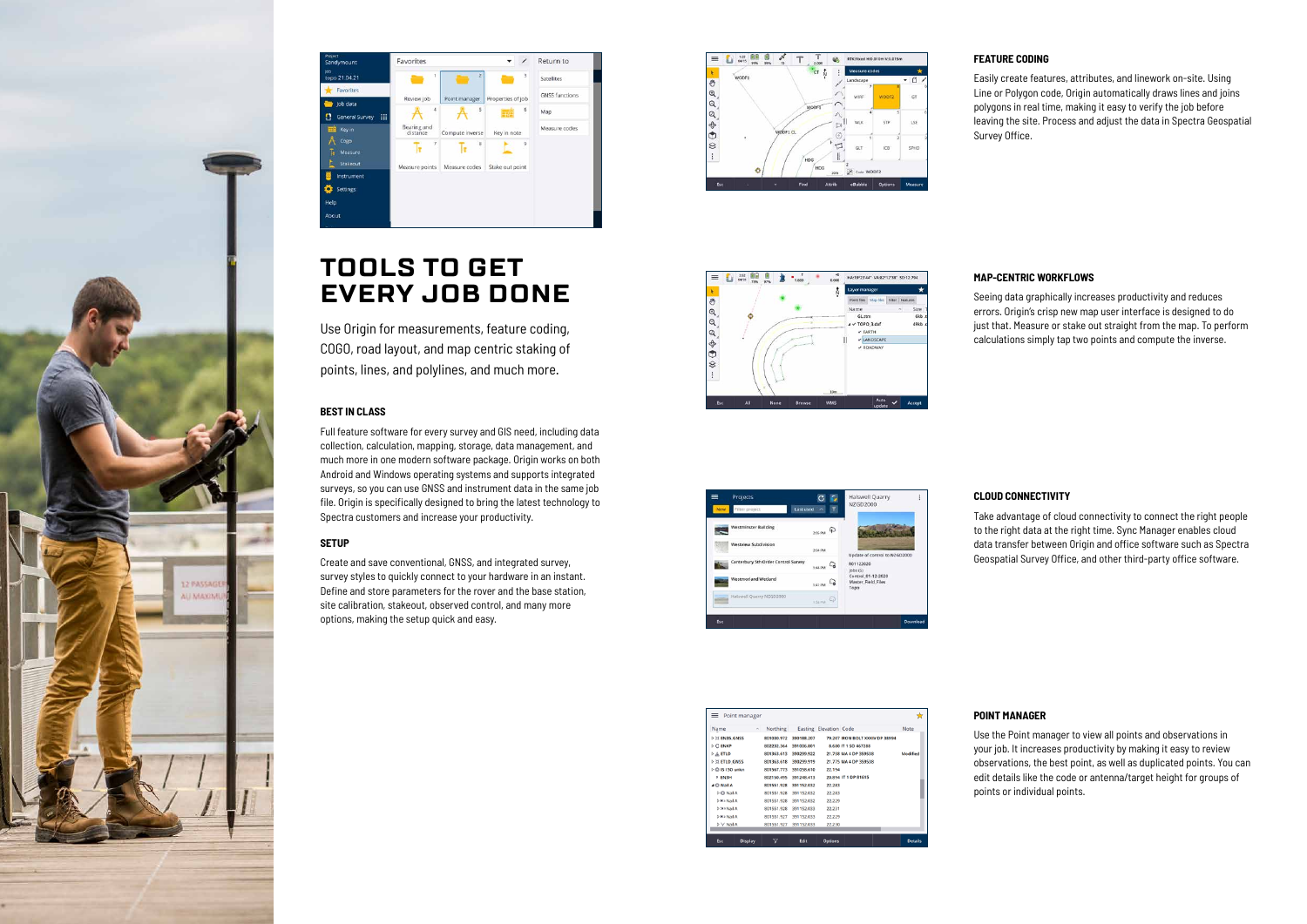# TOOLS TO GET EVERY JOB DONE

Use Origin for measurements, feature coding, COGO, road layout, and map centric staking of points, lines, and polylines, and much more.

### BEST IN CLASS

Full feature software for every survey and GIS need, including data collection, calculation, mapping, storage, data management, and much more in one modern software package. Origin works on both Android and Windows operating systems and supports integrated surveys, so you can use GNSS and instrument data in the same job file. Origin is specifically designed to bring the latest technology to Spectra customers and increase your productivity.

### SETUP

Create and save conventional, GNSS, and integrated survey, survey styles to quickly connect to your hardware in an instant. Define and store parameters for the rover and the base station, site calibration, stakeout, observed control, and many more options, making the setup quick and easy.

### FEATURE CODING

Easily create features, attributes, and linework on-site. Using Line or Polygon code, Origin automatically draws lines and joins polygons in real time, making it easy to verify the job before leaving the site. Process and adjust the data in Spectra Geospatial Survey Office.

### MAP-CENTRIC WORKFLOWS

Seeing data graphically increases productivity and reduces errors. Origin's crisp new map user interface is designed to do just that. Measure or stake out straight from the map. To perform calculations simply tap two points and compute the inverse.

### CLOUD CONNECTIVITY

Take advantage of cloud connectivity to connect the right people to the right data at the right time. Sync Manager enables cloud data transfer between Origin and office software such as Spectra Geospatial Survey Office, and other third-party office software.

### POINT MANAGER

Use the Point manager to view all points and observations in your job. It increases productivity by making it easy to review observations, the best point, as well as duplicated points. You can edit details like the code or antenna/target height for groups of points or individual points.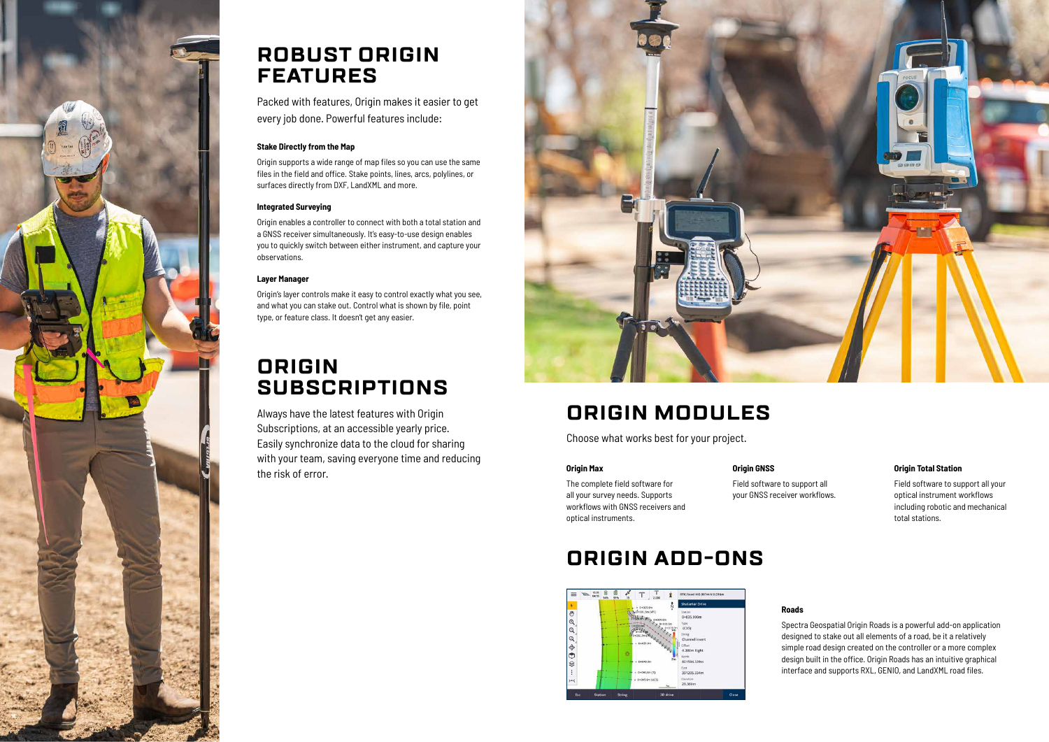# ROBUST ORIGIN FEATURES

Packed with features, Origin makes it easier to get every job done. Powerful features include:

**Stake Directly from the Map**

Origin supports a wide range of map files so you can use the same files in the field and office. Stake points, lines, arcs, polylines, or surfaces directly from DXF, LandXML and more.

**Integrated Surveying**

Origin enables a controller to connect with both a total station and a GNSS receiver simultaneously. It's easy-to-use design enables you to quickly switch between either instrument, and capture your observations.

**Layer Manager**

Origin's layer controls make it easy to control exactly what you see, and what you can stake out. Control what is shown by file, point type, or feature class. It doesn't get any easier.

# ORIGIN SUBSCRIPTIONS

Always have the latest features with Origin Subscriptions, at an accessible yearly price. Easily synchronize data to the cloud for sharing with your team, saving everyone time and reducing the risk of error.

# ORIGIN MODULES

Choose what works best for your project.

**Origin Max**

The complete field software for all your survey needs. Supports workflows with GNSS receivers and optical instruments.

**Origin GNSS**

Field software to support all your GNSS receiver workflows.

**Origin Total Station**

Field software to support all your optical instrument workflows including robotic and mechanical total stations.

# ORIGIN ADD-ONS

**Roads**

Spectra Geospatial Origin Roads is a powerful add-on application designed to stake out all elements of a road, be it a relatively simple road design created on the controller or a more complex design built in the office. Origin Roads has an intuitive graphical interface and supports RXL, GENIO, and LandXML road files.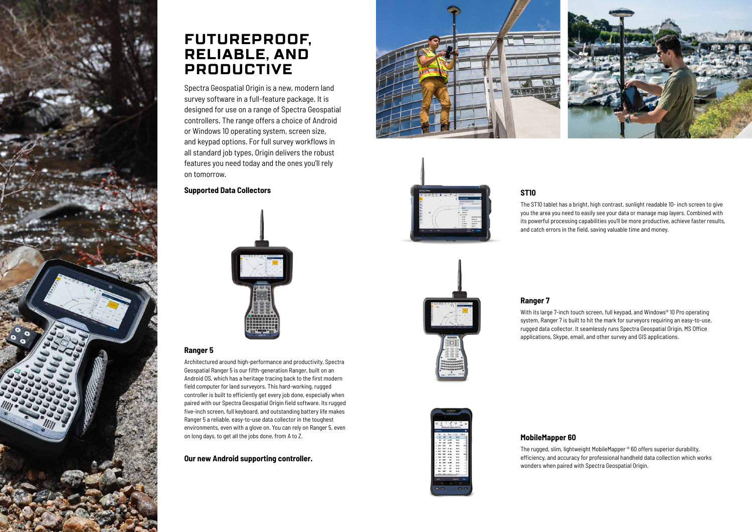# FUTUREPROOF, RELIABLE, AND PRODUCTIVE

Spectra Geospatial Origin is a new, modern land survey software in a full-feature package. It is designed for use on a range of Spectra Geospatial controllers. The range offers a choice of Android or Windows 10 operating system, screen size, and keypad options. For full survey workflows in all standard job types, Origin delivers the robust features you need today and the ones you'll rely on tomorrow.

**Supported Data Collectors**

### Ranger 5

Architectured around high-performance and productivity, Spectra Geospatial Ranger 5 is our fifth-generation Ranger, built on an Android OS, which has a heritage tracing back to the first modern field computer for land surveyors. This hard-working, rugged controller is built to efficiently get every job done, especially when paired with our Spectra Geospatial Origin field software. Its rugged five-inch screen, full keyboard, and outstanding battery life makes Ranger 5 a reliable, easy-to-use data collector in the toughest environments, even with a glove on. You can rely on Ranger 5, even on long days, to get all the jobs done, from A to Z.

**Our new Android supporting controller.**

### ST10

The ST10 tablet has a bright, high contrast, sunlight readable 10- inch screen to give you the area you need to easily see your data or manage map layers. Combined with its powerful processing capabilities you'll be more productive, achieve faster results, and catch errors in the field, saving valuable time and money.

### Ranger 7

With its large 7-inch touch screen, full keypad, and Windows® 10 Pro operating system, Ranger 7 is built to hit the mark for surveyors requiring an easy-to-use, rugged data collector. It seamlessly runs Spectra Geospatial Origin, MS Office applications, Skype, email, and other survey and GIS applications.

### MobileMapper 60

The rugged, slim, lightweight MobileMapper ® 60 offers superior durability, efficiency, and accuracy for professional handheld data collection which works wonders when paired with Spectra Geospatial Origin.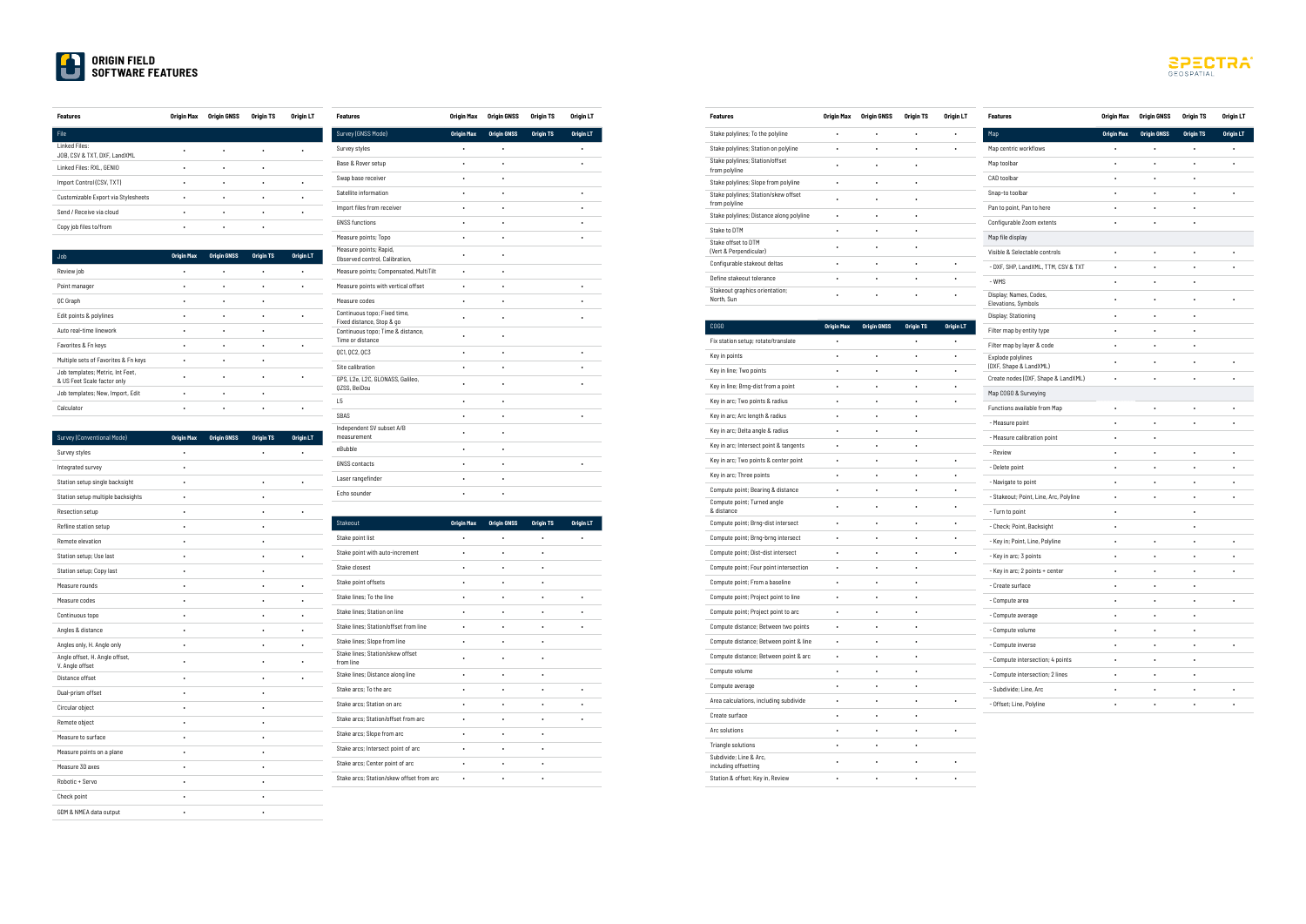# ORIGIN FIELD SOFTWARE FEATURES

SPECTRA GEOSPATIAL

| Features | Origin Max | Origin GNSS | Origin TS | Origin LT |
|---|---|---|---|---|
| **File** | | | | |
| Linked Files: JOB, CSV & TXT, DXF, LandXML | • | • | • | • |
| Linked Files: RXL, GENIO | • | • | • | |
| Import Control (CSV, TXT) | • | • | • | • |
| Customizable Export via Stylesheets | • | • | • | • |
| Send / Receive via cloud | • | • | • | • |
| Copy job files to/from | • | • | • | |

| Job | Origin Max | Origin GNSS | Origin TS | Origin LT |
|---|---|---|---|---|
| Review job | • | • | • | • |
| Point manager | • | • | • | • |
| QC Graph | • | • | • | |
| Edit points & polylines | • | • | • | • |
| Auto real-time linework | • | • | • | |
| Favorites & Fn keys | • | • | • | • |
| Multiple sets of Favorites & Fn keys | • | • | • | |
| Job templates; Metric, Int Feet, & US Feet Scale factor only | • | • | • | • |
| Job templates; New, Import, Edit | • | • | • | |
| Calculator | • | • | • | • |

| Survey (Conventional Mode) | Origin Max | Origin GNSS | Origin TS | Origin LT |
|---|---|---|---|---|
| Survey styles | • | | • | • |
| Integrated survey | • | | | |
| Station setup single backsight | • | | • | • |
| Station setup multiple backsights | • | | • | |
| Resection setup | • | | • | • |
| Refine station setup | • | | • | |
| Remote elevation | • | | • | |
| Station setup; Use last | • | | • | • |
| Station setup; Copy last | • | | • | |
| Measure rounds | • | | • | • |
| Measure codes | • | | • | • |
| Continuous topo | • | | • | • |
| Angles & distance | • | | • | • |
| Angles only, H. Angle only | • | | • | • |
| Angle offset, H. Angle offset, V. Angle offset | • | | • | • |
| Distance offset | • | | • | • |
| Dual-prism offset | • | | • | |
| Circular object | • | | • | |
| Remote object | • | | • | |
| Measure to surface | • | | • | |
| Measure points on a plane | • | | • | |
| Measure 3D axes | • | | • | |
| Robotic + Servo | • | | • | |
| Check point | • | | • | |
| GDM & NMEA data output | • | | • | |

| Survey (GNSS Mode) | Origin Max | Origin GNSS | Origin TS | Origin LT |
|---|---|---|---|---|
| Survey styles | • | • | | • |
| Base & Rover setup | • | • | | • |
| Swap base receiver | • | • | | |
| Satellite information | • | • | | • |
| Import files from receiver | • | • | | • |
| GNSS functions | • | • | | • |
| Measure points; Topo | • | • | | • |
| Measure points; Rapid, Observed control, Calibration, | • | • | | |
| Measure points; Compensated, MultiTilt | • | • | | |
| Measure points with vertical offset | • | • | | • |
| Measure codes | • | • | | • |
| Continuous topo; Fixed time, Fixed distance, Stop & go | • | • | | • |
| Continuous topo; Time & distance, Time or distance | • | • | | |
| QC1, QC2, QC3 | • | • | | • |
| Site calibration | • | • | | • |
| GPS, L2e, L2C, GLONASS, Galileo, QZSS, BeiDou | • | • | | • |
| L5 | • | • | | |
| SBAS | • | • | | • |
| Independent SV subset A/B measurement | • | • | | |
| eBubble | • | • | | |
| GNSS contacts | • | • | | • |
| Laser rangefinder | • | • | | |
| Echo sounder | • | • | | |

| Stakeout | Origin Max | Origin GNSS | Origin TS | Origin LT |
|---|---|---|---|---|
| Stake point list | • | • | • | • |
| Stake point with auto-increment | • | • | • | |
| Stake closest | • | • | • | |
| Stake point offsets | • | • | • | |
| Stake lines; To the line | • | • | • | • |
| Stake lines; Station on line | • | • | • | • |
| Stake lines; Station/offset from line | • | • | • | • |
| Stake lines; Slope from line | • | • | • | |
| Stake lines; Station/skew offset from line | • | • | • | |
| Stake lines; Distance along line | • | • | • | |
| Stake arcs; To the arc | • | • | • | • |
| Stake arcs; Station on arc | • | • | • | • |
| Stake arcs; Station/offset from arc | • | • | • | • |
| Stake arcs; Slope from arc | • | • | • | |
| Stake arcs; Intersect point of arc | • | • | • | |
| Stake arcs; Center point of arc | • | • | • | |
| Stake arcs; Station/skew offset from arc | • | • | • | |
| Stake polylines; To the polyline | • | • | • | • |
| Stake polylines; Station on polyline | • | • | • | • |
| Stake polylines; Station/offset from polyline | • | • | • | |
| Stake polylines; Slope from polyline | • | • | • | |
| Stake polylines; Station/skew offset from polyline | • | • | • | |
| Stake polylines; Distance along polyline | • | • | • | |
| Stake to DTM | • | • | • | |
| Stake offset to DTM (Vert & Perpendicular) | • | • | • | |
| Configurable stakeout deltas | • | • | • | • |
| Define stakeout tolerance | • | • | • | • |
| Stakeout graphics orientation; North, Sun | • | • | • | • |

| COGO | Origin Max | Origin GNSS | Origin TS | Origin LT |
|---|---|---|---|---|
| Fix station setup; rotate/translate | • | | • | • |
| Key in points | • | • | • | • |
| Key in line; Two points | • | • | • | • |
| Key in line; Brng-dist from a point | • | • | • | • |
| Key in arc; Two points & radius | • | • | • | • |
| Key in arc; Arc length & radius | • | • | • | |
| Key in arc; Delta angle & radius | • | • | • | |
| Key in arc; Intersect point & tangents | • | • | • | |
| Key in arc; Two points & center point | • | • | • | • |
| Key in arc; Three points | • | • | • | • |
| Compute point; Bearing & distance | • | • | • | • |
| Compute point; Turned angle & distance | • | • | • | • |
| Compute point; Brng-dist intersect | • | • | • | • |
| Compute point; Brng-brng intersect | • | • | • | • |
| Compute point; Dist-dist intersect | • | • | • | • |
| Compute point; Four point intersection | • | • | • | |
| Compute point; From a baseline | • | • | • | |
| Compute point; Project point to line | • | • | • | |
| Compute point; Project point to arc | • | • | • | |
| Compute distance; Between two points | • | • | • | |
| Compute distance; Between point & line | • | • | • | |
| Compute distance; Between point & arc | • | • | • | |
| Compute volume | • | • | • | |
| Compute average | • | • | • | |
| Area calculations, including subdivide | • | • | • | • |
| Create surface | • | • | • | |
| Arc solutions | • | • | • | • |
| Triangle solutions | • | • | • | |
| Subdivide; Line & Arc, including offsetting | • | • | • | • |
| Station & offset; Key in, Review | • | • | • | • |

| Map | Origin Max | Origin GNSS | Origin TS | Origin LT |
|---|---|---|---|---|
| Map centric workflows | • | • | • | • |
| Map toolbar | • | • | • | • |
| CAD toolbar | • | • | • | |
| Snap-to toolbar | • | • | • | • |
| Pan to point, Pan to here | • | • | • | |
| Configurable Zoom extents | • | • | • | |
| **Map file display** | | | | |
| Visible & Selectable controls | • | • | • | • |
| - DXF, SHP, LandXML, TTM, CSV & TXT | • | • | • | • |
| - WMS | • | • | • | |
| Display; Names, Codes, Elevations, Symbols | • | • | • | • |
| Display; Stationing | • | • | • | |
| Filter map by entity type | • | • | • | |
| Filter map by layer & code | • | • | • | |
| Explode polylines (DXF, Shape & LandXML) | • | • | • | • |
| Create nodes (DXF, Shape & LandXML) | • | • | • | • |
| **Map COGO & Surveying** | | | | |
| Functions available from Map | • | • | • | • |
| - Measure point | • | • | • | • |
| - Measure calibration point | • | • | | |
| - Review | • | • | • | • |
| - Delete point | • | • | • | • |
| - Navigate to point | • | • | • | • |
| - Stakeout; Point, Line, Arc, Polyline | • | • | • | • |
| - Turn to point | • | | • | |
| - Check; Point, Backsight | • | | • | |
| - Key in; Point, Line, Polyline | • | • | • | • |
| - Key in arc; 3 points | • | • | • | • |
| - Key in arc; 2 points + center | • | • | • | • |
| - Create surface | • | • | • | |
| - Compute area | • | • | • | • |
| - Compute average | • | • | • | |
| - Compute volume | • | • | • | |
| - Compute inverse | • | • | • | • |
| - Compute intersection; 4 points | • | • | • | |
| - Compute intersection; 2 lines | • | • | • | |
| - Subdivide; Line, Arc | • | • | • | • |
| - Offset; Line, Polyline | • | • | • | • |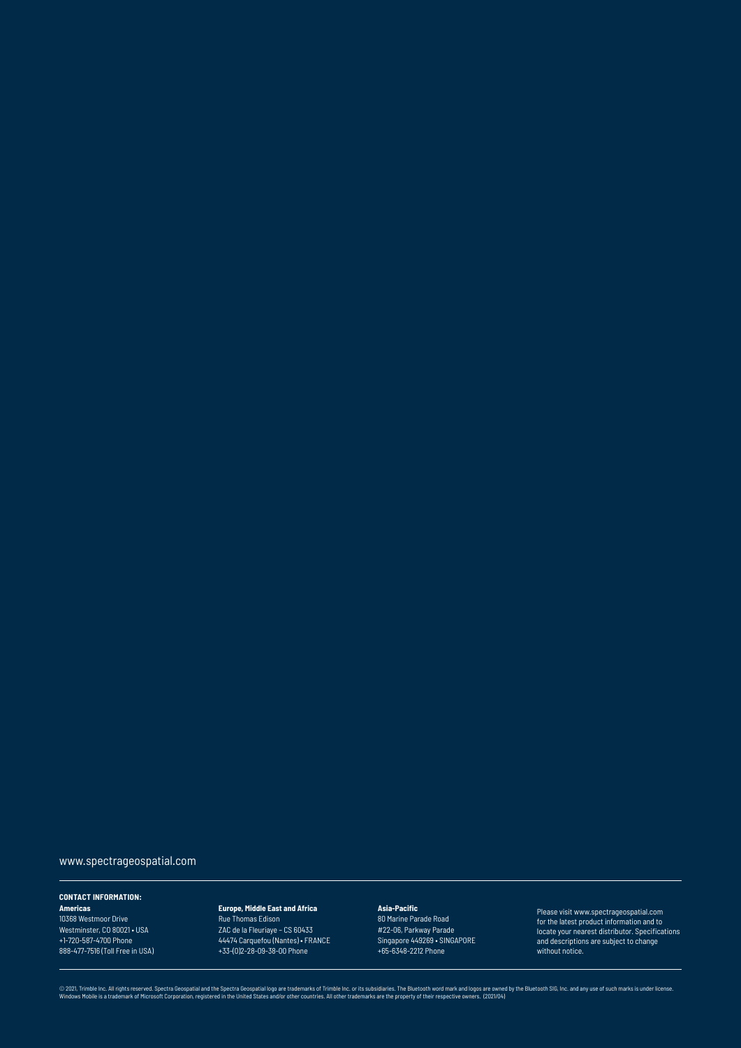www.spectrageospatial.com

**CONTACT INFORMATION:**

**Americas**
10368 Westmoor Drive
Westminster, CO 80021 • USA
+1-720-587-4700 Phone
888-477-7516 (Toll Free in USA)

**Europe, Middle East and Africa**
Rue Thomas Edison
ZAC de la Fleuriaye – CS 60433
44474 Carquefou (Nantes) • FRANCE
+33-(0)2-28-09-38-00 Phone

**Asia-Pacific**
80 Marine Parade Road
#22-06, Parkway Parade
Singapore 449269 • SINGAPORE
+65-6348-2212 Phone

Please visit www.spectrageospatial.com for the latest product information and to locate your nearest distributor. Specifications and descriptions are subject to change without notice.

© 2021, Trimble Inc. All rights reserved. Spectra Geospatial and the Spectra Geospatial logo are trademarks of Trimble Inc. or its subsidiaries. The Bluetooth word mark and logos are owned by the Bluetooth SIG, Inc. and any use of such marks is under license. Windows Mobile is a trademark of Microsoft Corporation, registered in the United States and/or other countries. All other trademarks are the property of their respective owners. (2021/04)